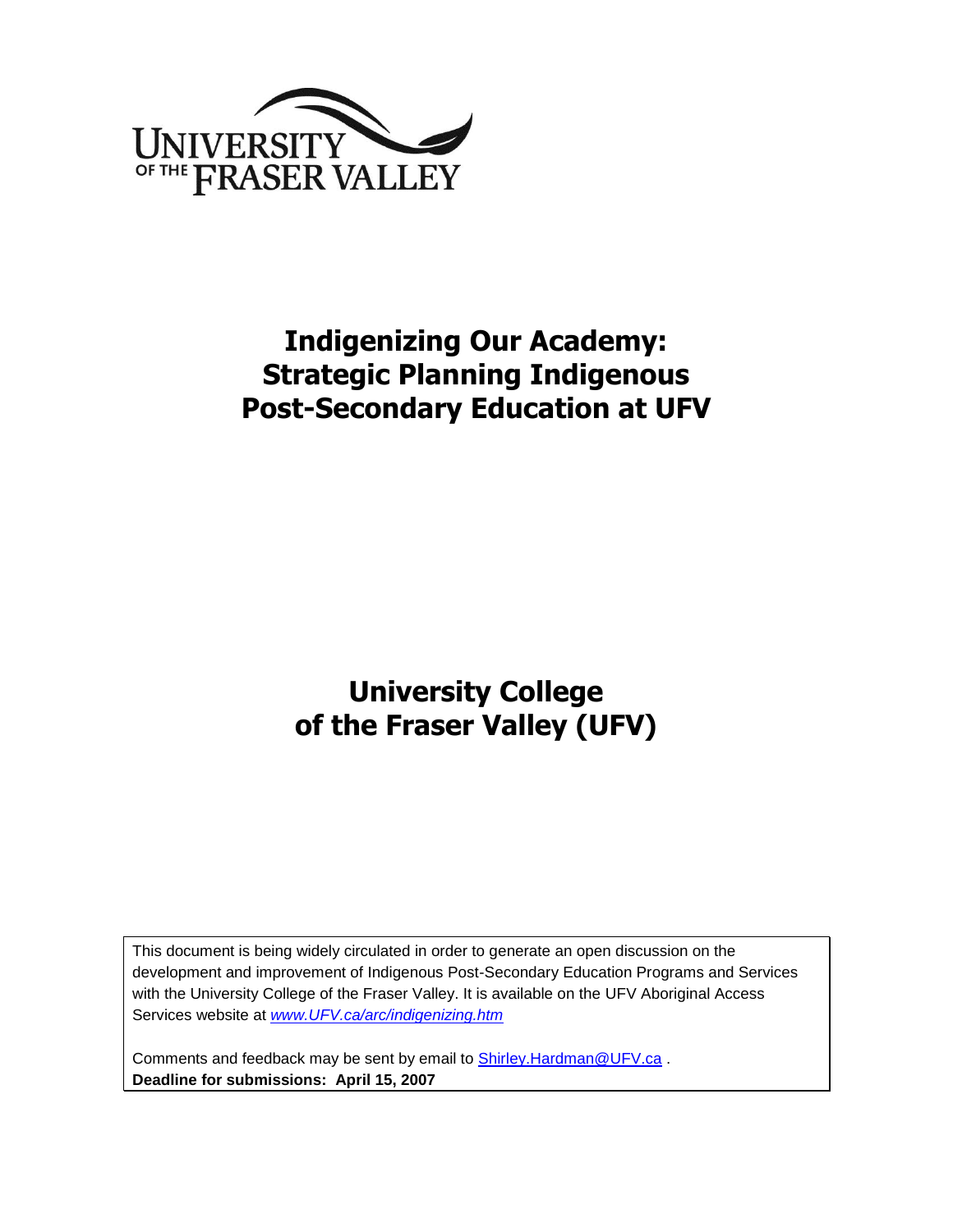UNIVERSITY OF THE FRASER VALLEY

# Indigenizing Our Academy: Strategic Planning Indigenous Post-Secondary Education at UFV

## University College of the Fraser Valley (UFV)

This document is being widely circulated in order to generate an open discussion on the development and improvement of Indigenous Post-Secondary Education Programs and Services with the University College of the Fraser Valley. It is available on the UFV Aboriginal Access Services website at *www.UFV.ca/arc/indigenizing.htm*

Comments and feedback may be sent by email to Shirley.Hardman@UFV.ca .
**Deadline for submissions: April 15, 2007**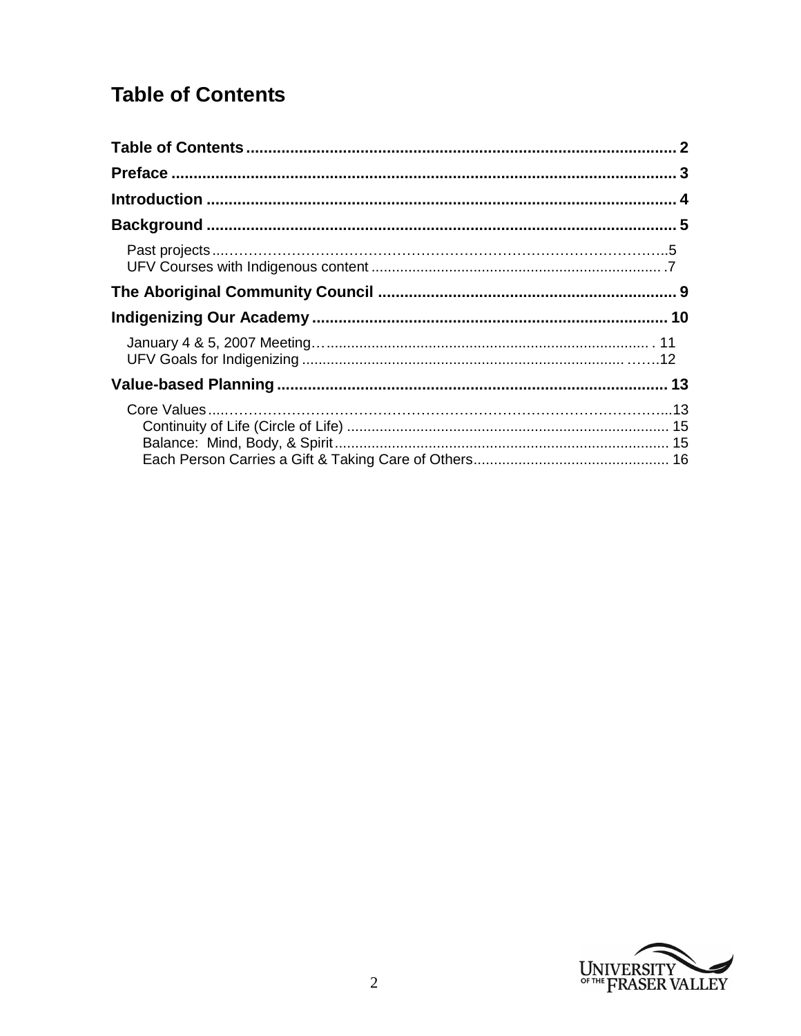# Table of Contents

**Table of Contents** .......... 2
**Preface** .......... 3
**Introduction** .......... 4
**Background** .......... 5
- Past projects .......... 5
- UFV Courses with Indigenous content .......... 7

**The Aboriginal Community Council** .......... 9
**Indigenizing Our Academy** .......... 10
- January 4 & 5, 2007 Meeting .......... 11
- UFV Goals for Indigenizing .......... 12

**Value-based Planning** .......... 13
- Core Values .......... 13
  - Continuity of Life (Circle of Life) .......... 15
  - Balance: Mind, Body, & Spirit .......... 15
  - Each Person Carries a Gift & Taking Care of Others .......... 16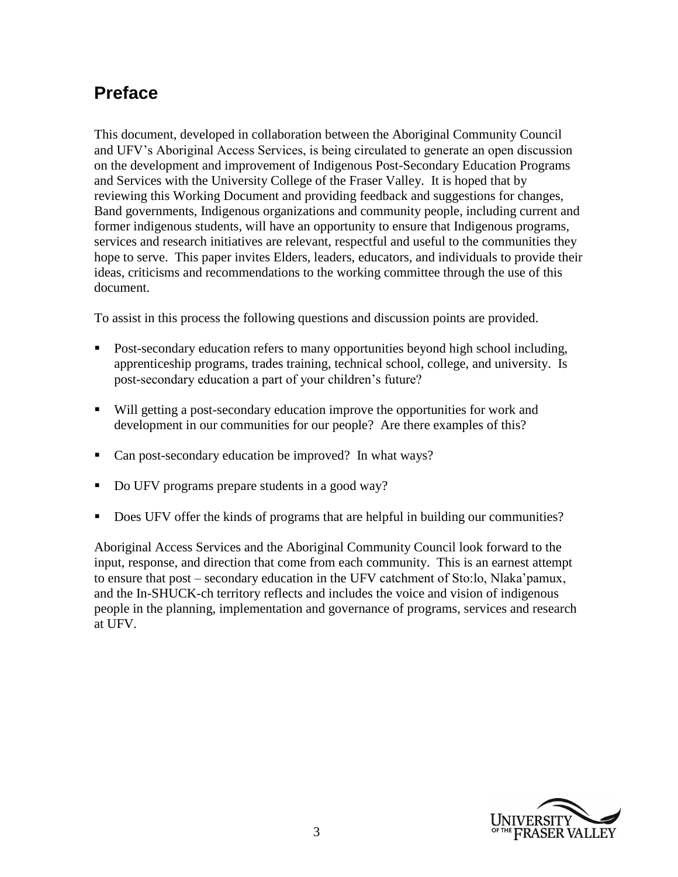## Preface

This document, developed in collaboration between the Aboriginal Community Council and UFV's Aboriginal Access Services, is being circulated to generate an open discussion on the development and improvement of Indigenous Post-Secondary Education Programs and Services with the University College of the Fraser Valley. It is hoped that by reviewing this Working Document and providing feedback and suggestions for changes, Band governments, Indigenous organizations and community people, including current and former indigenous students, will have an opportunity to ensure that Indigenous programs, services and research initiatives are relevant, respectful and useful to the communities they hope to serve. This paper invites Elders, leaders, educators, and individuals to provide their ideas, criticisms and recommendations to the working committee through the use of this document.

To assist in this process the following questions and discussion points are provided.

- Post-secondary education refers to many opportunities beyond high school including, apprenticeship programs, trades training, technical school, college, and university. Is post-secondary education a part of your children's future?
- Will getting a post-secondary education improve the opportunities for work and development in our communities for our people? Are there examples of this?
- Can post-secondary education be improved? In what ways?
- Do UFV programs prepare students in a good way?
- Does UFV offer the kinds of programs that are helpful in building our communities?

Aboriginal Access Services and the Aboriginal Community Council look forward to the input, response, and direction that come from each community. This is an earnest attempt to ensure that post – secondary education in the UFV catchment of Sto:lo, Nlaka'pamux, and the In-SHUCK-ch territory reflects and includes the voice and vision of indigenous people in the planning, implementation and governance of programs, services and research at UFV.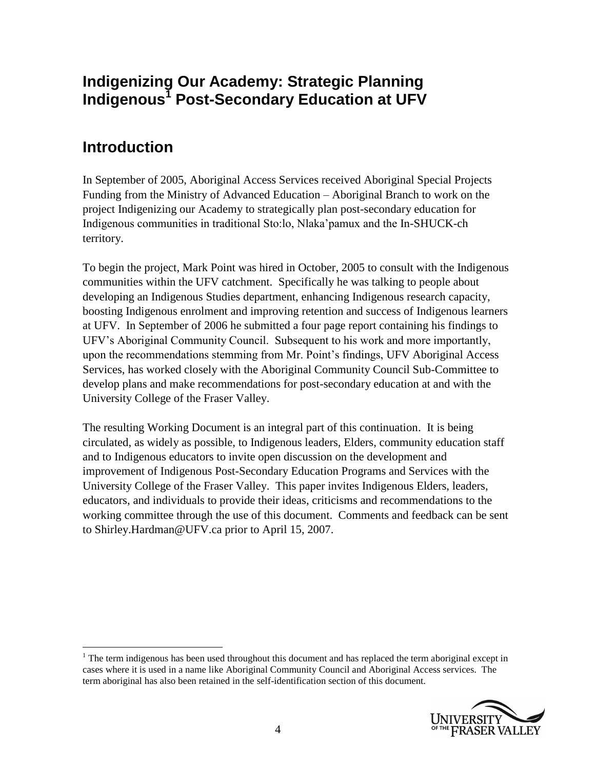# Indigenizing Our Academy: Strategic Planning Indigenous[1] Post-Secondary Education at UFV

## Introduction

In September of 2005, Aboriginal Access Services received Aboriginal Special Projects Funding from the Ministry of Advanced Education – Aboriginal Branch to work on the project Indigenizing our Academy to strategically plan post-secondary education for Indigenous communities in traditional Sto:lo, Nlaka'pamux and the In-SHUCK-ch territory.

To begin the project, Mark Point was hired in October, 2005 to consult with the Indigenous communities within the UFV catchment. Specifically he was talking to people about developing an Indigenous Studies department, enhancing Indigenous research capacity, boosting Indigenous enrolment and improving retention and success of Indigenous learners at UFV. In September of 2006 he submitted a four page report containing his findings to UFV's Aboriginal Community Council. Subsequent to his work and more importantly, upon the recommendations stemming from Mr. Point's findings, UFV Aboriginal Access Services, has worked closely with the Aboriginal Community Council Sub-Committee to develop plans and make recommendations for post-secondary education at and with the University College of the Fraser Valley.

The resulting Working Document is an integral part of this continuation. It is being circulated, as widely as possible, to Indigenous leaders, Elders, community education staff and to Indigenous educators to invite open discussion on the development and improvement of Indigenous Post-Secondary Education Programs and Services with the University College of the Fraser Valley. This paper invites Indigenous Elders, leaders, educators, and individuals to provide their ideas, criticisms and recommendations to the working committee through the use of this document. Comments and feedback can be sent to Shirley.Hardman@UFV.ca prior to April 15, 2007.

[1] The term indigenous has been used throughout this document and has replaced the term aboriginal except in cases where it is used in a name like Aboriginal Community Council and Aboriginal Access services. The term aboriginal has also been retained in the self-identification section of this document.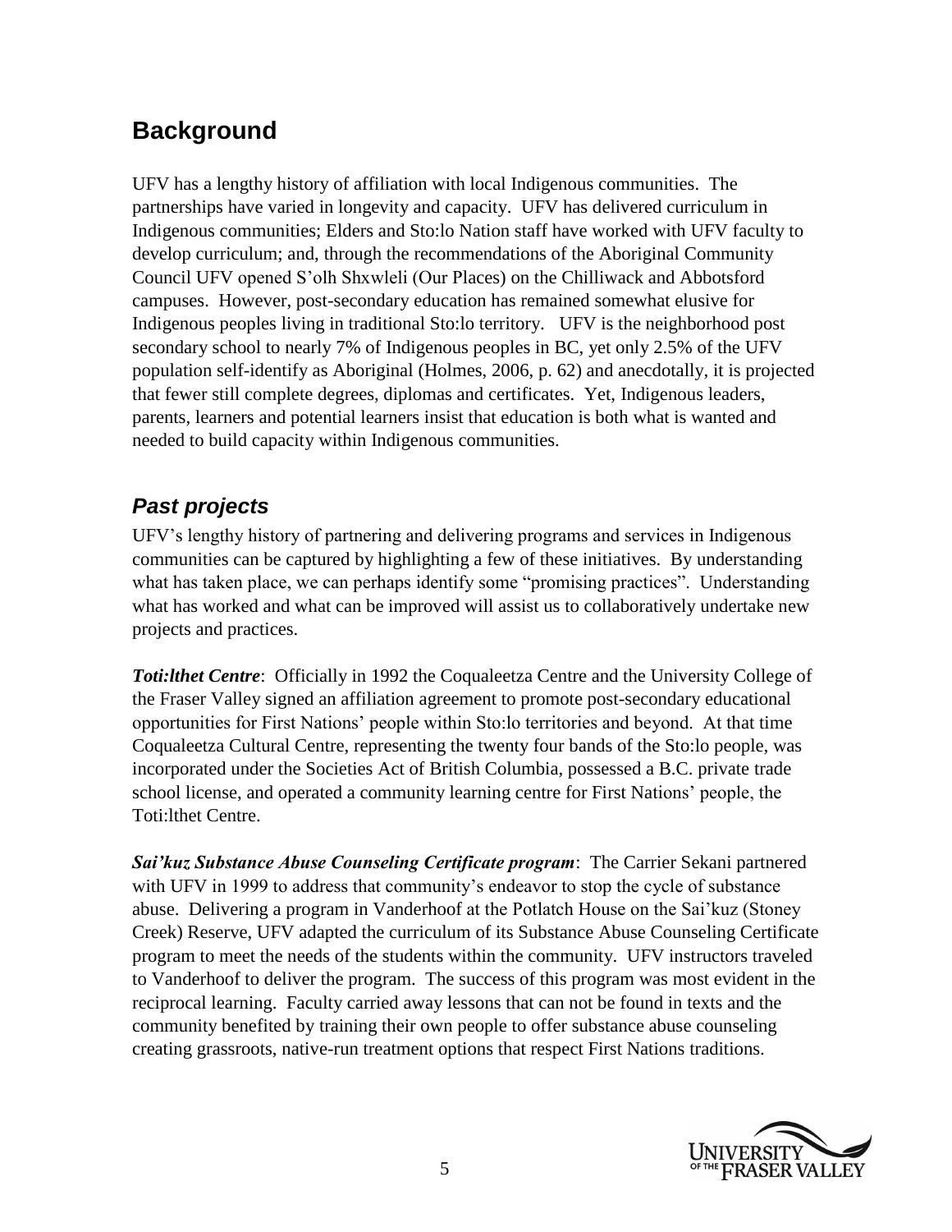## Background

UFV has a lengthy history of affiliation with local Indigenous communities. The partnerships have varied in longevity and capacity. UFV has delivered curriculum in Indigenous communities; Elders and Sto:lo Nation staff have worked with UFV faculty to develop curriculum; and, through the recommendations of the Aboriginal Community Council UFV opened S'olh Shxwleli (Our Places) on the Chilliwack and Abbotsford campuses. However, post-secondary education has remained somewhat elusive for Indigenous peoples living in traditional Sto:lo territory. UFV is the neighborhood post secondary school to nearly 7% of Indigenous peoples in BC, yet only 2.5% of the UFV population self-identify as Aboriginal (Holmes, 2006, p. 62) and anecdotally, it is projected that fewer still complete degrees, diplomas and certificates. Yet, Indigenous leaders, parents, learners and potential learners insist that education is both what is wanted and needed to build capacity within Indigenous communities.

### *Past projects*

UFV's lengthy history of partnering and delivering programs and services in Indigenous communities can be captured by highlighting a few of these initiatives. By understanding what has taken place, we can perhaps identify some "promising practices". Understanding what has worked and what can be improved will assist us to collaboratively undertake new projects and practices.

***Toti:lthet Centre***: Officially in 1992 the Coqualeetza Centre and the University College of the Fraser Valley signed an affiliation agreement to promote post-secondary educational opportunities for First Nations' people within Sto:lo territories and beyond. At that time Coqualeetza Cultural Centre, representing the twenty four bands of the Sto:lo people, was incorporated under the Societies Act of British Columbia, possessed a B.C. private trade school license, and operated a community learning centre for First Nations' people, the Toti:lthet Centre.

***Sai'kuz Substance Abuse Counseling Certificate program***: The Carrier Sekani partnered with UFV in 1999 to address that community's endeavor to stop the cycle of substance abuse. Delivering a program in Vanderhoof at the Potlatch House on the Sai'kuz (Stoney Creek) Reserve, UFV adapted the curriculum of its Substance Abuse Counseling Certificate program to meet the needs of the students within the community. UFV instructors traveled to Vanderhoof to deliver the program. The success of this program was most evident in the reciprocal learning. Faculty carried away lessons that can not be found in texts and the community benefited by training their own people to offer substance abuse counseling creating grassroots, native-run treatment options that respect First Nations traditions.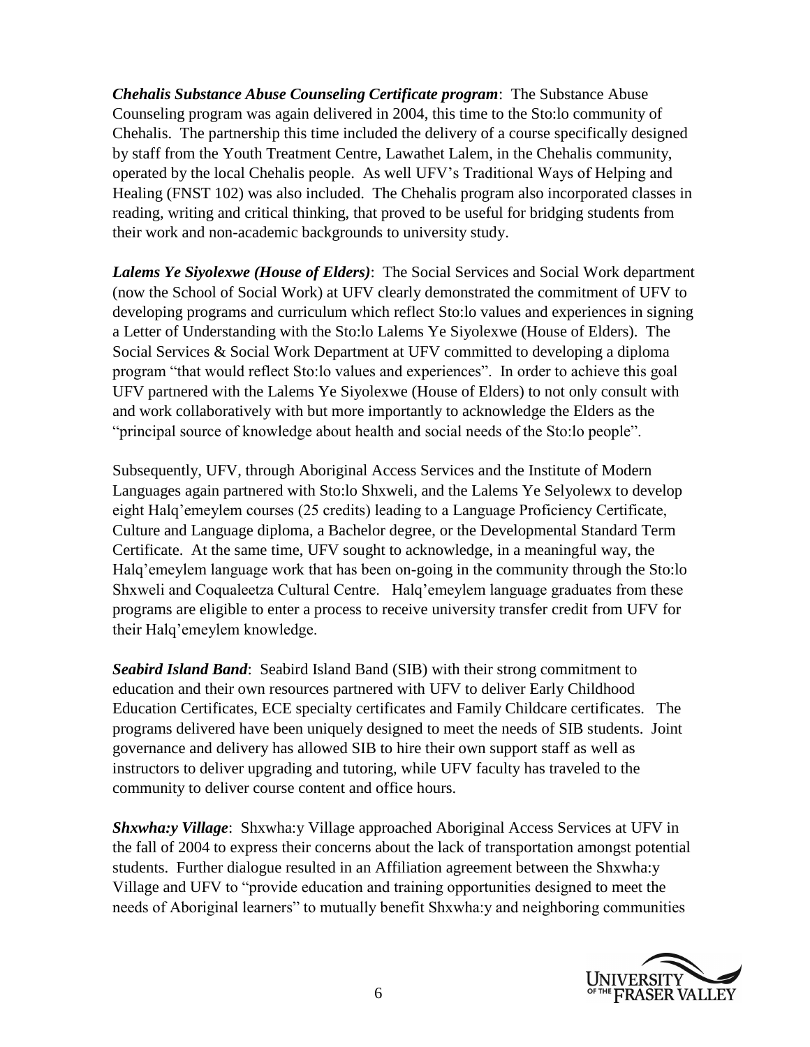***Chehalis Substance Abuse Counseling Certificate program***: The Substance Abuse Counseling program was again delivered in 2004, this time to the Sto:lo community of Chehalis. The partnership this time included the delivery of a course specifically designed by staff from the Youth Treatment Centre, Lawathet Lalem, in the Chehalis community, operated by the local Chehalis people. As well UFV's Traditional Ways of Helping and Healing (FNST 102) was also included. The Chehalis program also incorporated classes in reading, writing and critical thinking, that proved to be useful for bridging students from their work and non-academic backgrounds to university study.

***Lalems Ye Siyolexwe (House of Elders)***: The Social Services and Social Work department (now the School of Social Work) at UFV clearly demonstrated the commitment of UFV to developing programs and curriculum which reflect Sto:lo values and experiences in signing a Letter of Understanding with the Sto:lo Lalems Ye Siyolexwe (House of Elders). The Social Services & Social Work Department at UFV committed to developing a diploma program "that would reflect Sto:lo values and experiences". In order to achieve this goal UFV partnered with the Lalems Ye Siyolexwe (House of Elders) to not only consult with and work collaboratively with but more importantly to acknowledge the Elders as the "principal source of knowledge about health and social needs of the Sto:lo people".

Subsequently, UFV, through Aboriginal Access Services and the Institute of Modern Languages again partnered with Sto:lo Shxweli, and the Lalems Ye Selyolewx to develop eight Halq'emeylem courses (25 credits) leading to a Language Proficiency Certificate, Culture and Language diploma, a Bachelor degree, or the Developmental Standard Term Certificate. At the same time, UFV sought to acknowledge, in a meaningful way, the Halq'emeylem language work that has been on-going in the community through the Sto:lo Shxweli and Coqualeetza Cultural Centre. Halq'emeylem language graduates from these programs are eligible to enter a process to receive university transfer credit from UFV for their Halq'emeylem knowledge.

***Seabird Island Band***: Seabird Island Band (SIB) with their strong commitment to education and their own resources partnered with UFV to deliver Early Childhood Education Certificates, ECE specialty certificates and Family Childcare certificates. The programs delivered have been uniquely designed to meet the needs of SIB students. Joint governance and delivery has allowed SIB to hire their own support staff as well as instructors to deliver upgrading and tutoring, while UFV faculty has traveled to the community to deliver course content and office hours.

***Shxwha:y Village***: Shxwha:y Village approached Aboriginal Access Services at UFV in the fall of 2004 to express their concerns about the lack of transportation amongst potential students. Further dialogue resulted in an Affiliation agreement between the Shxwha:y Village and UFV to "provide education and training opportunities designed to meet the needs of Aboriginal learners" to mutually benefit Shxwha:y and neighboring communities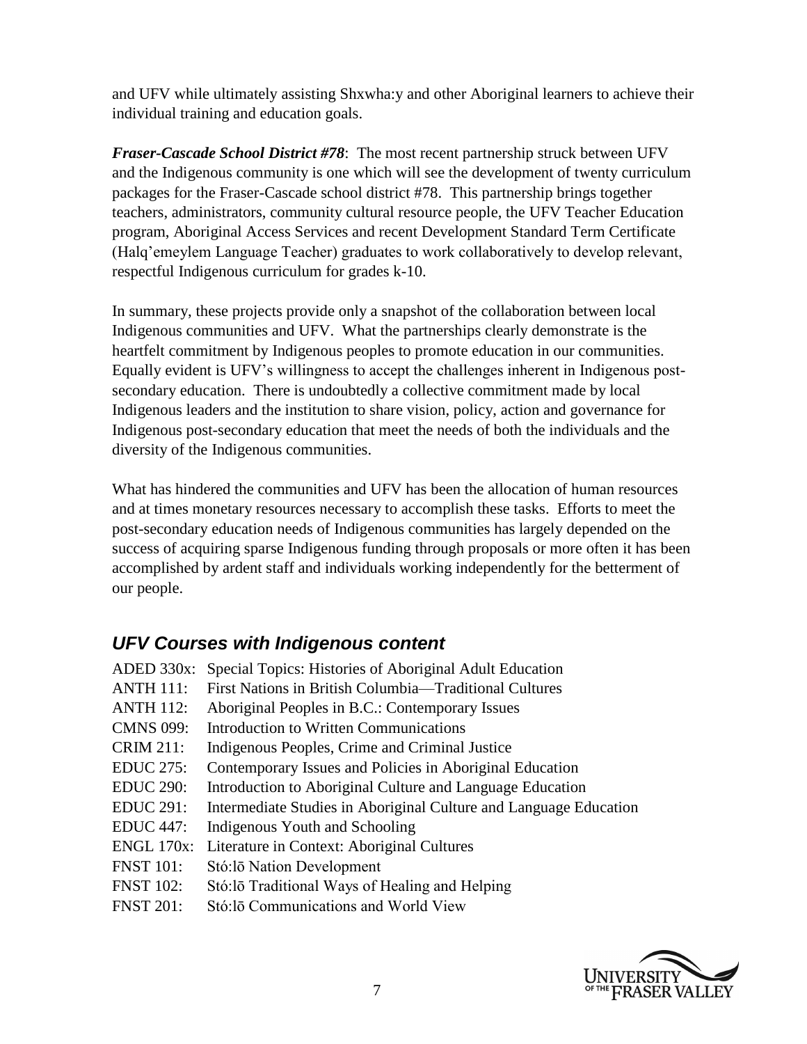and UFV while ultimately assisting Shxwha:y and other Aboriginal learners to achieve their individual training and education goals.

***Fraser-Cascade School District #78***: The most recent partnership struck between UFV and the Indigenous community is one which will see the development of twenty curriculum packages for the Fraser-Cascade school district #78. This partnership brings together teachers, administrators, community cultural resource people, the UFV Teacher Education program, Aboriginal Access Services and recent Development Standard Term Certificate (Halq'emeylem Language Teacher) graduates to work collaboratively to develop relevant, respectful Indigenous curriculum for grades k-10.

In summary, these projects provide only a snapshot of the collaboration between local Indigenous communities and UFV. What the partnerships clearly demonstrate is the heartfelt commitment by Indigenous peoples to promote education in our communities. Equally evident is UFV's willingness to accept the challenges inherent in Indigenous post-secondary education. There is undoubtedly a collective commitment made by local Indigenous leaders and the institution to share vision, policy, action and governance for Indigenous post-secondary education that meet the needs of both the individuals and the diversity of the Indigenous communities.

What has hindered the communities and UFV has been the allocation of human resources and at times monetary resources necessary to accomplish these tasks. Efforts to meet the post-secondary education needs of Indigenous communities has largely depended on the success of acquiring sparse Indigenous funding through proposals or more often it has been accomplished by ardent staff and individuals working independently for the betterment of our people.

## *UFV Courses with Indigenous content*

ADED 330x: Special Topics: Histories of Aboriginal Adult Education
ANTH 111: First Nations in British Columbia—Traditional Cultures
ANTH 112: Aboriginal Peoples in B.C.: Contemporary Issues
CMNS 099: Introduction to Written Communications
CRIM 211: Indigenous Peoples, Crime and Criminal Justice
EDUC 275: Contemporary Issues and Policies in Aboriginal Education
EDUC 290: Introduction to Aboriginal Culture and Language Education
EDUC 291: Intermediate Studies in Aboriginal Culture and Language Education
EDUC 447: Indigenous Youth and Schooling
ENGL 170x: Literature in Context: Aboriginal Cultures
FNST 101: Stó:lō Nation Development
FNST 102: Stó:lō Traditional Ways of Healing and Helping
FNST 201: Stó:lō Communications and World View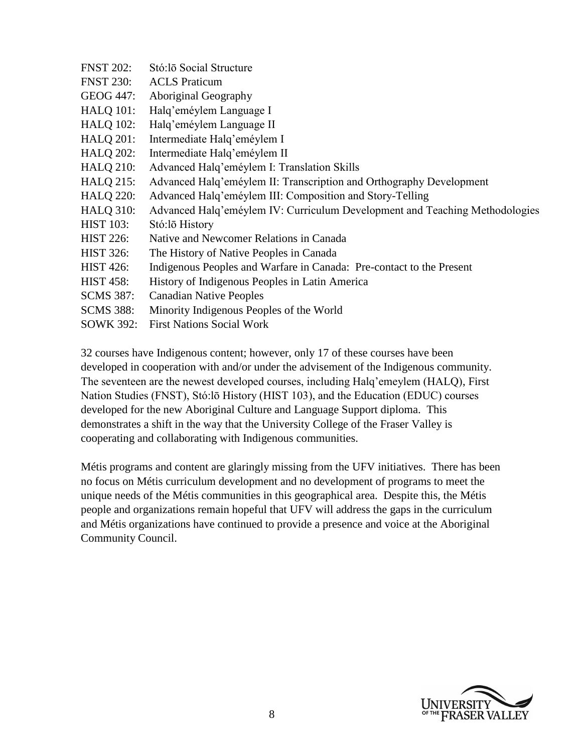FNST 202: Stó:lō Social Structure
FNST 230: ACLS Praticum
GEOG 447: Aboriginal Geography
HALQ 101: Halq'eméylem Language I
HALQ 102: Halq'eméylem Language II
HALQ 201: Intermediate Halq'eméylem I
HALQ 202: Intermediate Halq'eméylem II
HALQ 210: Advanced Halq'eméylem I: Translation Skills
HALQ 215: Advanced Halq'eméylem II: Transcription and Orthography Development
HALQ 220: Advanced Halq'eméylem III: Composition and Story-Telling
HALQ 310: Advanced Halq'eméylem IV: Curriculum Development and Teaching Methodologies
HIST 103: Stó:lō History
HIST 226: Native and Newcomer Relations in Canada
HIST 326: The History of Native Peoples in Canada
HIST 426: Indigenous Peoples and Warfare in Canada: Pre-contact to the Present
HIST 458: History of Indigenous Peoples in Latin America
SCMS 387: Canadian Native Peoples
SCMS 388: Minority Indigenous Peoples of the World
SOWK 392: First Nations Social Work

32 courses have Indigenous content; however, only 17 of these courses have been developed in cooperation with and/or under the advisement of the Indigenous community. The seventeen are the newest developed courses, including Halq'emeylem (HALQ), First Nation Studies (FNST), Stó:lō History (HIST 103), and the Education (EDUC) courses developed for the new Aboriginal Culture and Language Support diploma. This demonstrates a shift in the way that the University College of the Fraser Valley is cooperating and collaborating with Indigenous communities.

Métis programs and content are glaringly missing from the UFV initiatives. There has been no focus on Métis curriculum development and no development of programs to meet the unique needs of the Métis communities in this geographical area. Despite this, the Métis people and organizations remain hopeful that UFV will address the gaps in the curriculum and Métis organizations have continued to provide a presence and voice at the Aboriginal Community Council.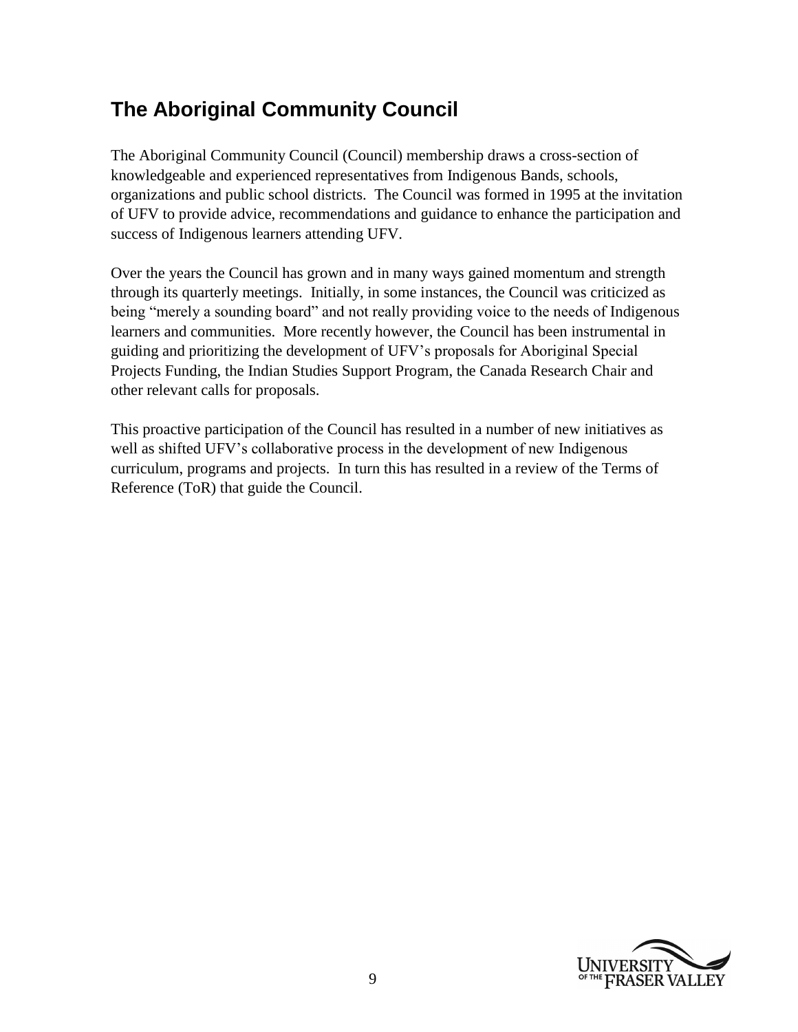## The Aboriginal Community Council

The Aboriginal Community Council (Council) membership draws a cross-section of knowledgeable and experienced representatives from Indigenous Bands, schools, organizations and public school districts. The Council was formed in 1995 at the invitation of UFV to provide advice, recommendations and guidance to enhance the participation and success of Indigenous learners attending UFV.

Over the years the Council has grown and in many ways gained momentum and strength through its quarterly meetings. Initially, in some instances, the Council was criticized as being "merely a sounding board" and not really providing voice to the needs of Indigenous learners and communities. More recently however, the Council has been instrumental in guiding and prioritizing the development of UFV's proposals for Aboriginal Special Projects Funding, the Indian Studies Support Program, the Canada Research Chair and other relevant calls for proposals.

This proactive participation of the Council has resulted in a number of new initiatives as well as shifted UFV's collaborative process in the development of new Indigenous curriculum, programs and projects. In turn this has resulted in a review of the Terms of Reference (ToR) that guide the Council.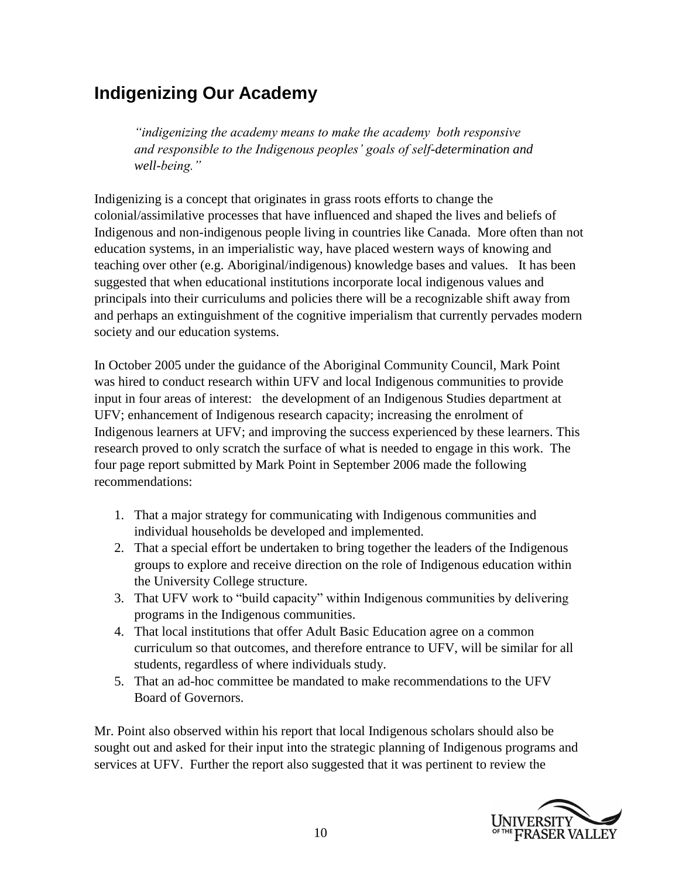## Indigenizing Our Academy

> *"indigenizing the academy means to make the academy both responsive and responsible to the Indigenous peoples' goals of self-determination and well-being."*

Indigenizing is a concept that originates in grass roots efforts to change the colonial/assimilative processes that have influenced and shaped the lives and beliefs of Indigenous and non-indigenous people living in countries like Canada. More often than not education systems, in an imperialistic way, have placed western ways of knowing and teaching over other (e.g. Aboriginal/indigenous) knowledge bases and values. It has been suggested that when educational institutions incorporate local indigenous values and principals into their curriculums and policies there will be a recognizable shift away from and perhaps an extinguishment of the cognitive imperialism that currently pervades modern society and our education systems.

In October 2005 under the guidance of the Aboriginal Community Council, Mark Point was hired to conduct research within UFV and local Indigenous communities to provide input in four areas of interest: the development of an Indigenous Studies department at UFV; enhancement of Indigenous research capacity; increasing the enrolment of Indigenous learners at UFV; and improving the success experienced by these learners. This research proved to only scratch the surface of what is needed to engage in this work. The four page report submitted by Mark Point in September 2006 made the following recommendations:

1. That a major strategy for communicating with Indigenous communities and individual households be developed and implemented.
2. That a special effort be undertaken to bring together the leaders of the Indigenous groups to explore and receive direction on the role of Indigenous education within the University College structure.
3. That UFV work to "build capacity" within Indigenous communities by delivering programs in the Indigenous communities.
4. That local institutions that offer Adult Basic Education agree on a common curriculum so that outcomes, and therefore entrance to UFV, will be similar for all students, regardless of where individuals study.
5. That an ad-hoc committee be mandated to make recommendations to the UFV Board of Governors.

Mr. Point also observed within his report that local Indigenous scholars should also be sought out and asked for their input into the strategic planning of Indigenous programs and services at UFV. Further the report also suggested that it was pertinent to review the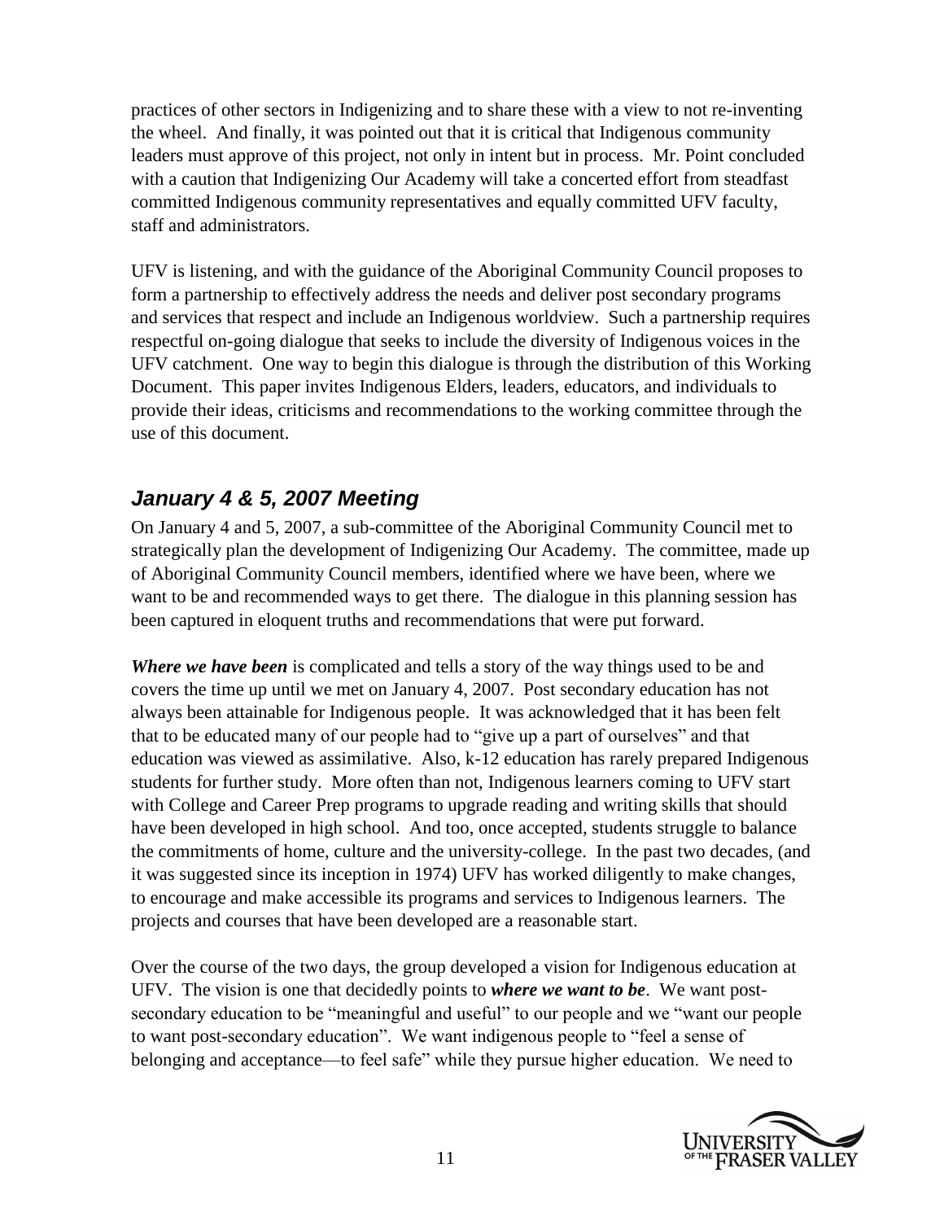practices of other sectors in Indigenizing and to share these with a view to not re-inventing the wheel. And finally, it was pointed out that it is critical that Indigenous community leaders must approve of this project, not only in intent but in process. Mr. Point concluded with a caution that Indigenizing Our Academy will take a concerted effort from steadfast committed Indigenous community representatives and equally committed UFV faculty, staff and administrators.

UFV is listening, and with the guidance of the Aboriginal Community Council proposes to form a partnership to effectively address the needs and deliver post secondary programs and services that respect and include an Indigenous worldview. Such a partnership requires respectful on-going dialogue that seeks to include the diversity of Indigenous voices in the UFV catchment. One way to begin this dialogue is through the distribution of this Working Document. This paper invites Indigenous Elders, leaders, educators, and individuals to provide their ideas, criticisms and recommendations to the working committee through the use of this document.

## *January 4 & 5, 2007 Meeting*

On January 4 and 5, 2007, a sub-committee of the Aboriginal Community Council met to strategically plan the development of Indigenizing Our Academy. The committee, made up of Aboriginal Community Council members, identified where we have been, where we want to be and recommended ways to get there. The dialogue in this planning session has been captured in eloquent truths and recommendations that were put forward.

***Where we have been*** is complicated and tells a story of the way things used to be and covers the time up until we met on January 4, 2007. Post secondary education has not always been attainable for Indigenous people. It was acknowledged that it has been felt that to be educated many of our people had to "give up a part of ourselves" and that education was viewed as assimilative. Also, k-12 education has rarely prepared Indigenous students for further study. More often than not, Indigenous learners coming to UFV start with College and Career Prep programs to upgrade reading and writing skills that should have been developed in high school. And too, once accepted, students struggle to balance the commitments of home, culture and the university-college. In the past two decades, (and it was suggested since its inception in 1974) UFV has worked diligently to make changes, to encourage and make accessible its programs and services to Indigenous learners. The projects and courses that have been developed are a reasonable start.

Over the course of the two days, the group developed a vision for Indigenous education at UFV. The vision is one that decidedly points to ***where we want to be***. We want post-secondary education to be "meaningful and useful" to our people and we "want our people to want post-secondary education". We want indigenous people to "feel a sense of belonging and acceptance—to feel safe" while they pursue higher education. We need to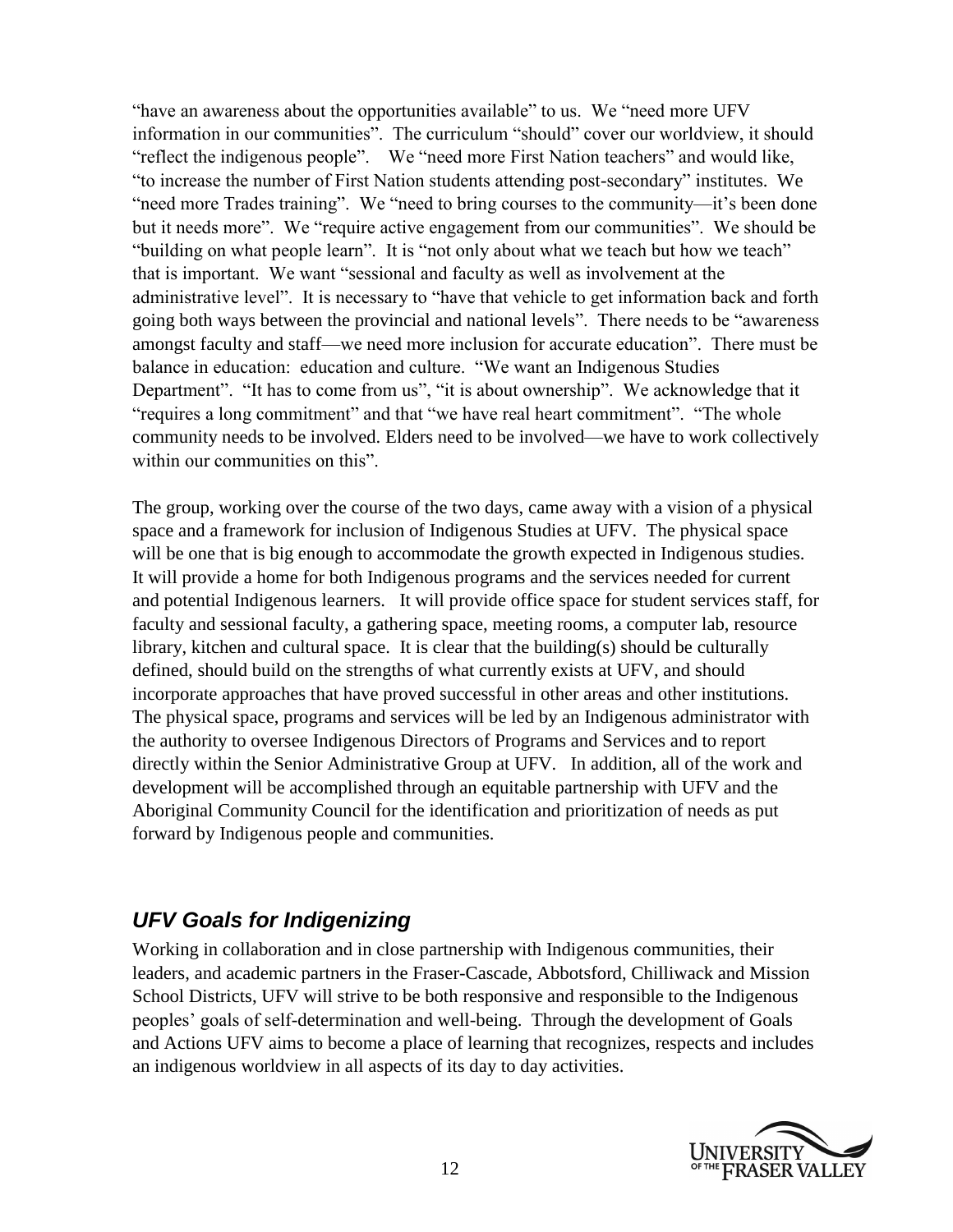"have an awareness about the opportunities available" to us. We "need more UFV information in our communities". The curriculum "should" cover our worldview, it should "reflect the indigenous people". We "need more First Nation teachers" and would like, "to increase the number of First Nation students attending post-secondary" institutes. We "need more Trades training". We "need to bring courses to the community—it's been done but it needs more". We "require active engagement from our communities". We should be "building on what people learn". It is "not only about what we teach but how we teach" that is important. We want "sessional and faculty as well as involvement at the administrative level". It is necessary to "have that vehicle to get information back and forth going both ways between the provincial and national levels". There needs to be "awareness amongst faculty and staff—we need more inclusion for accurate education". There must be balance in education: education and culture. "We want an Indigenous Studies Department". "It has to come from us", "it is about ownership". We acknowledge that it "requires a long commitment" and that "we have real heart commitment". "The whole community needs to be involved. Elders need to be involved—we have to work collectively within our communities on this".

The group, working over the course of the two days, came away with a vision of a physical space and a framework for inclusion of Indigenous Studies at UFV. The physical space will be one that is big enough to accommodate the growth expected in Indigenous studies. It will provide a home for both Indigenous programs and the services needed for current and potential Indigenous learners. It will provide office space for student services staff, for faculty and sessional faculty, a gathering space, meeting rooms, a computer lab, resource library, kitchen and cultural space. It is clear that the building(s) should be culturally defined, should build on the strengths of what currently exists at UFV, and should incorporate approaches that have proved successful in other areas and other institutions. The physical space, programs and services will be led by an Indigenous administrator with the authority to oversee Indigenous Directors of Programs and Services and to report directly within the Senior Administrative Group at UFV. In addition, all of the work and development will be accomplished through an equitable partnership with UFV and the Aboriginal Community Council for the identification and prioritization of needs as put forward by Indigenous people and communities.

## *UFV Goals for Indigenizing*

Working in collaboration and in close partnership with Indigenous communities, their leaders, and academic partners in the Fraser-Cascade, Abbotsford, Chilliwack and Mission School Districts, UFV will strive to be both responsive and responsible to the Indigenous peoples' goals of self-determination and well-being. Through the development of Goals and Actions UFV aims to become a place of learning that recognizes, respects and includes an indigenous worldview in all aspects of its day to day activities.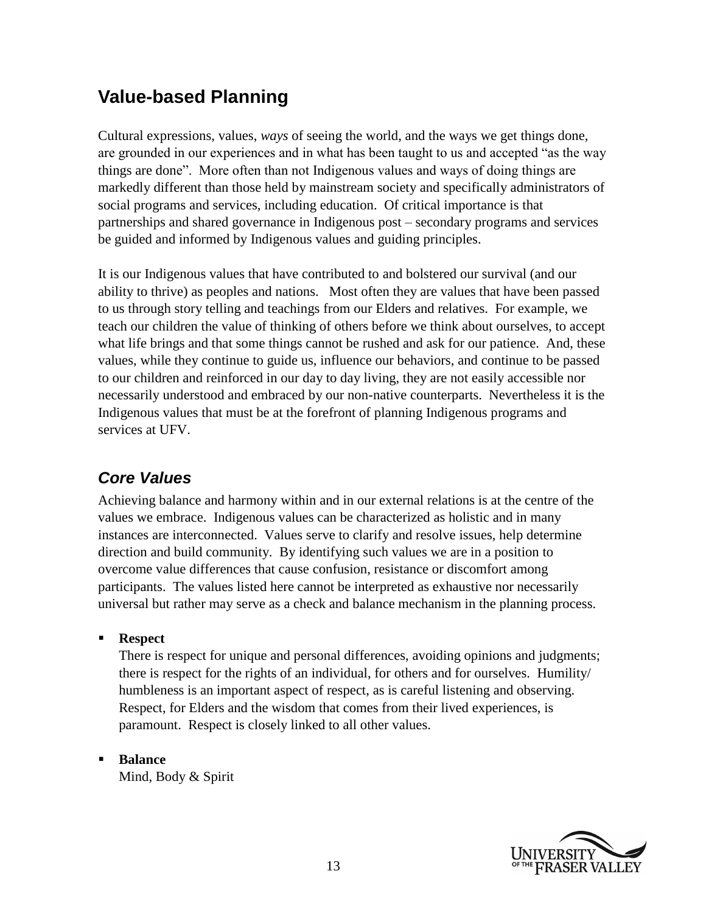## Value-based Planning

Cultural expressions, values, *ways* of seeing the world, and the ways we get things done, are grounded in our experiences and in what has been taught to us and accepted "as the way things are done". More often than not Indigenous values and ways of doing things are markedly different than those held by mainstream society and specifically administrators of social programs and services, including education. Of critical importance is that partnerships and shared governance in Indigenous post – secondary programs and services be guided and informed by Indigenous values and guiding principles.

It is our Indigenous values that have contributed to and bolstered our survival (and our ability to thrive) as peoples and nations. Most often they are values that have been passed to us through story telling and teachings from our Elders and relatives. For example, we teach our children the value of thinking of others before we think about ourselves, to accept what life brings and that some things cannot be rushed and ask for our patience. And, these values, while they continue to guide us, influence our behaviors, and continue to be passed to our children and reinforced in our day to day living, they are not easily accessible nor necessarily understood and embraced by our non-native counterparts. Nevertheless it is the Indigenous values that must be at the forefront of planning Indigenous programs and services at UFV.

### *Core Values*

Achieving balance and harmony within and in our external relations is at the centre of the values we embrace. Indigenous values can be characterized as holistic and in many instances are interconnected. Values serve to clarify and resolve issues, help determine direction and build community. By identifying such values we are in a position to overcome value differences that cause confusion, resistance or discomfort among participants. The values listed here cannot be interpreted as exhaustive nor necessarily universal but rather may serve as a check and balance mechanism in the planning process.

- **Respect**
  There is respect for unique and personal differences, avoiding opinions and judgments; there is respect for the rights of an individual, for others and for ourselves. Humility/ humbleness is an important aspect of respect, as is careful listening and observing. Respect, for Elders and the wisdom that comes from their lived experiences, is paramount. Respect is closely linked to all other values.

- **Balance**
  Mind, Body & Spirit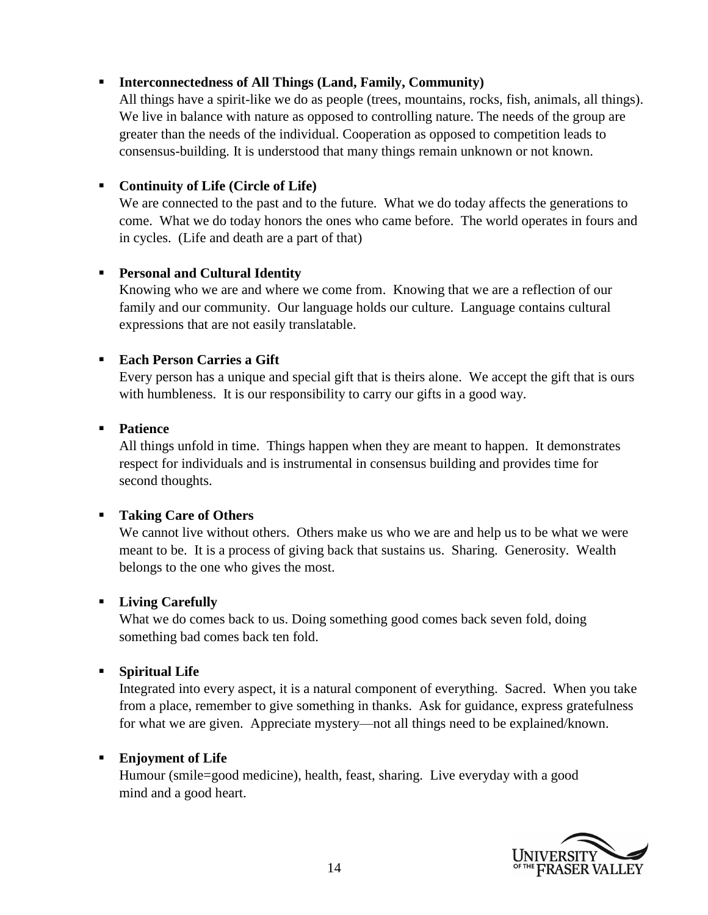- **Interconnectedness of All Things (Land, Family, Community)**
  All things have a spirit-like we do as people (trees, mountains, rocks, fish, animals, all things). We live in balance with nature as opposed to controlling nature. The needs of the group are greater than the needs of the individual. Cooperation as opposed to competition leads to consensus-building. It is understood that many things remain unknown or not known.

- **Continuity of Life (Circle of Life)**
  We are connected to the past and to the future. What we do today affects the generations to come. What we do today honors the ones who came before. The world operates in fours and in cycles. (Life and death are a part of that)

- **Personal and Cultural Identity**
  Knowing who we are and where we come from. Knowing that we are a reflection of our family and our community. Our language holds our culture. Language contains cultural expressions that are not easily translatable.

- **Each Person Carries a Gift**
  Every person has a unique and special gift that is theirs alone. We accept the gift that is ours with humbleness. It is our responsibility to carry our gifts in a good way.

- **Patience**
  All things unfold in time. Things happen when they are meant to happen. It demonstrates respect for individuals and is instrumental in consensus building and provides time for second thoughts.

- **Taking Care of Others**
  We cannot live without others. Others make us who we are and help us to be what we were meant to be. It is a process of giving back that sustains us. Sharing. Generosity. Wealth belongs to the one who gives the most.

- **Living Carefully**
  What we do comes back to us. Doing something good comes back seven fold, doing something bad comes back ten fold.

- **Spiritual Life**
  Integrated into every aspect, it is a natural component of everything. Sacred. When you take from a place, remember to give something in thanks. Ask for guidance, express gratefulness for what we are given. Appreciate mystery—not all things need to be explained/known.

- **Enjoyment of Life**
  Humour (smile=good medicine), health, feast, sharing. Live everyday with a good mind and a good heart.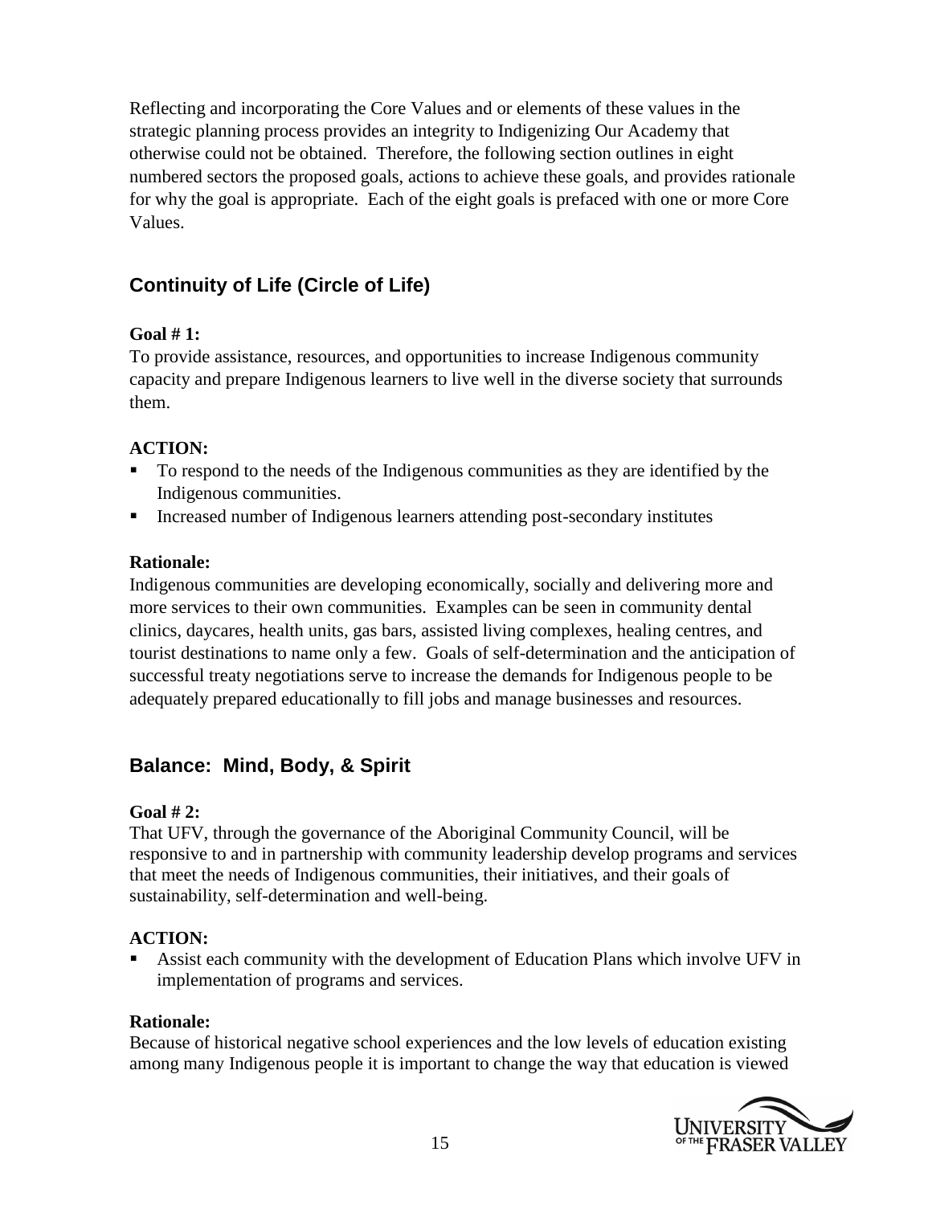Reflecting and incorporating the Core Values and or elements of these values in the strategic planning process provides an integrity to Indigenizing Our Academy that otherwise could not be obtained. Therefore, the following section outlines in eight numbered sectors the proposed goals, actions to achieve these goals, and provides rationale for why the goal is appropriate. Each of the eight goals is prefaced with one or more Core Values.

## Continuity of Life (Circle of Life)

**Goal # 1:**
To provide assistance, resources, and opportunities to increase Indigenous community capacity and prepare Indigenous learners to live well in the diverse society that surrounds them.

**ACTION:**

- To respond to the needs of the Indigenous communities as they are identified by the Indigenous communities.
- Increased number of Indigenous learners attending post-secondary institutes

**Rationale:**
Indigenous communities are developing economically, socially and delivering more and more services to their own communities. Examples can be seen in community dental clinics, daycares, health units, gas bars, assisted living complexes, healing centres, and tourist destinations to name only a few. Goals of self-determination and the anticipation of successful treaty negotiations serve to increase the demands for Indigenous people to be adequately prepared educationally to fill jobs and manage businesses and resources.

## Balance: Mind, Body, & Spirit

**Goal # 2:**
That UFV, through the governance of the Aboriginal Community Council, will be responsive to and in partnership with community leadership develop programs and services that meet the needs of Indigenous communities, their initiatives, and their goals of sustainability, self-determination and well-being.

**ACTION:**

- Assist each community with the development of Education Plans which involve UFV in implementation of programs and services.

**Rationale:**
Because of historical negative school experiences and the low levels of education existing among many Indigenous people it is important to change the way that education is viewed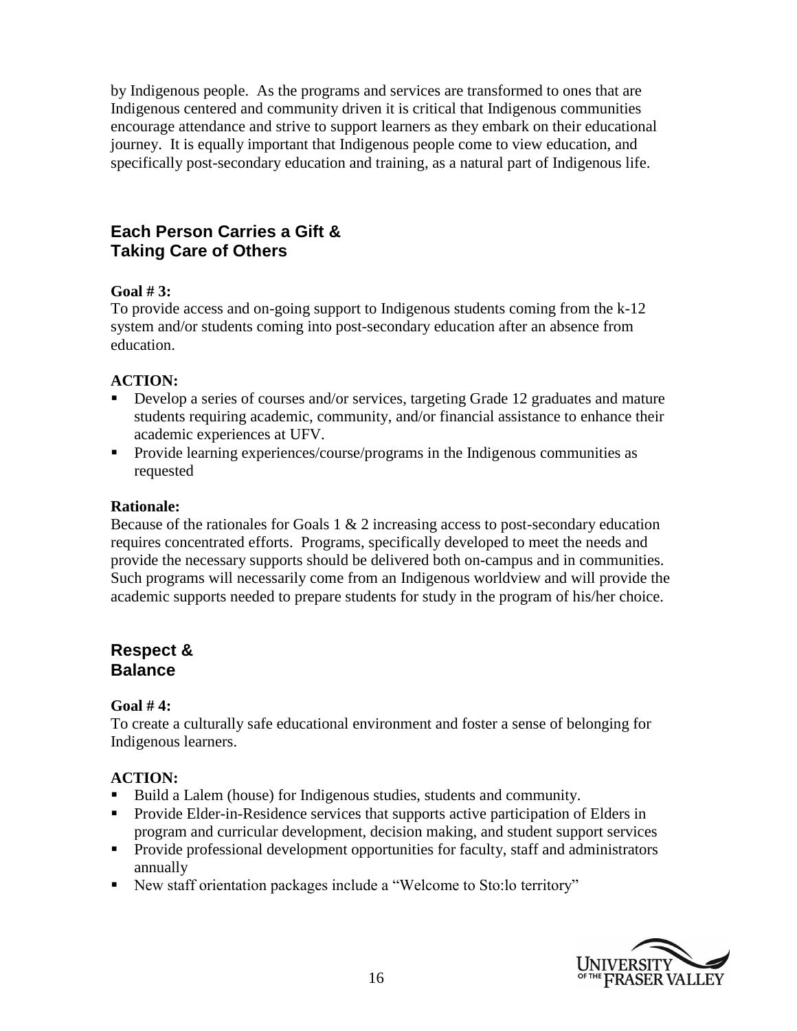by Indigenous people. As the programs and services are transformed to ones that are Indigenous centered and community driven it is critical that Indigenous communities encourage attendance and strive to support learners as they embark on their educational journey. It is equally important that Indigenous people come to view education, and specifically post-secondary education and training, as a natural part of Indigenous life.

## Each Person Carries a Gift & Taking Care of Others

**Goal # 3:**
To provide access and on-going support to Indigenous students coming from the k-12 system and/or students coming into post-secondary education after an absence from education.

**ACTION:**

- Develop a series of courses and/or services, targeting Grade 12 graduates and mature students requiring academic, community, and/or financial assistance to enhance their academic experiences at UFV.
- Provide learning experiences/course/programs in the Indigenous communities as requested

**Rationale:**
Because of the rationales for Goals 1 & 2 increasing access to post-secondary education requires concentrated efforts. Programs, specifically developed to meet the needs and provide the necessary supports should be delivered both on-campus and in communities. Such programs will necessarily come from an Indigenous worldview and will provide the academic supports needed to prepare students for study in the program of his/her choice.

## Respect & Balance

**Goal # 4:**
To create a culturally safe educational environment and foster a sense of belonging for Indigenous learners.

**ACTION:**

- Build a Lalem (house) for Indigenous studies, students and community.
- Provide Elder-in-Residence services that supports active participation of Elders in program and curricular development, decision making, and student support services
- Provide professional development opportunities for faculty, staff and administrators annually
- New staff orientation packages include a "Welcome to Sto:lo territory"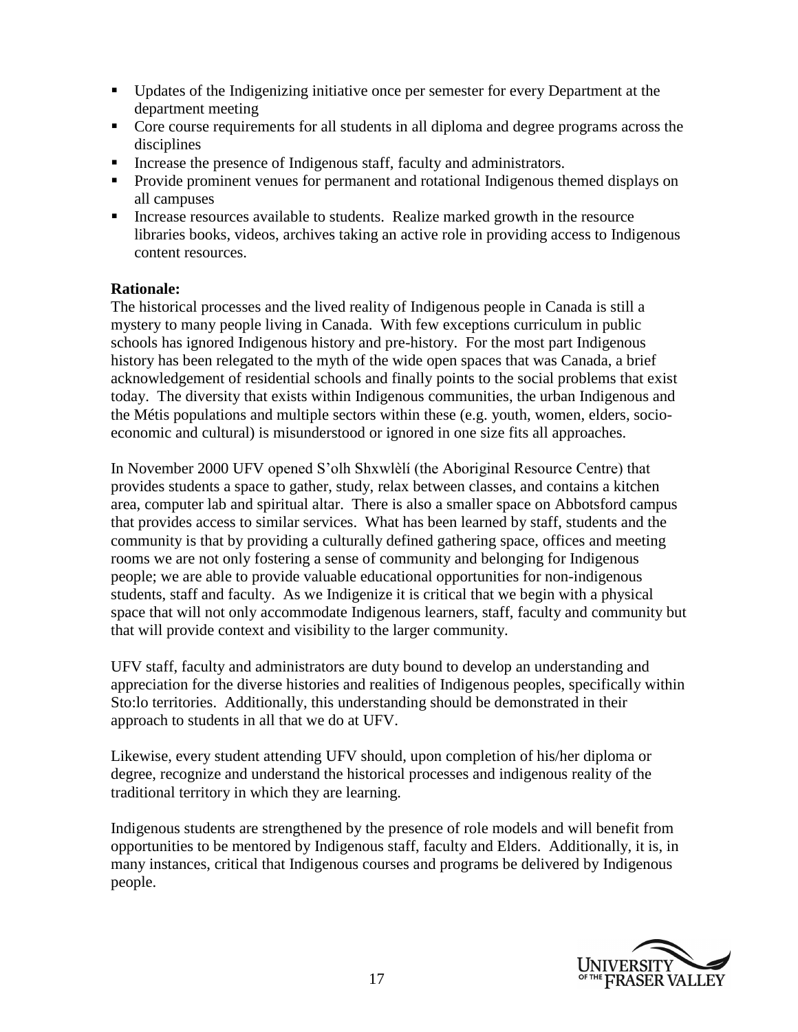- Updates of the Indigenizing initiative once per semester for every Department at the department meeting
- Core course requirements for all students in all diploma and degree programs across the disciplines
- Increase the presence of Indigenous staff, faculty and administrators.
- Provide prominent venues for permanent and rotational Indigenous themed displays on all campuses
- Increase resources available to students. Realize marked growth in the resource libraries books, videos, archives taking an active role in providing access to Indigenous content resources.

**Rationale:**

The historical processes and the lived reality of Indigenous people in Canada is still a mystery to many people living in Canada. With few exceptions curriculum in public schools has ignored Indigenous history and pre-history. For the most part Indigenous history has been relegated to the myth of the wide open spaces that was Canada, a brief acknowledgement of residential schools and finally points to the social problems that exist today. The diversity that exists within Indigenous communities, the urban Indigenous and the Métis populations and multiple sectors within these (e.g. youth, women, elders, socio-economic and cultural) is misunderstood or ignored in one size fits all approaches.

In November 2000 UFV opened S'olh Shxwlèlí (the Aboriginal Resource Centre) that provides students a space to gather, study, relax between classes, and contains a kitchen area, computer lab and spiritual altar. There is also a smaller space on Abbotsford campus that provides access to similar services. What has been learned by staff, students and the community is that by providing a culturally defined gathering space, offices and meeting rooms we are not only fostering a sense of community and belonging for Indigenous people; we are able to provide valuable educational opportunities for non-indigenous students, staff and faculty. As we Indigenize it is critical that we begin with a physical space that will not only accommodate Indigenous learners, staff, faculty and community but that will provide context and visibility to the larger community.

UFV staff, faculty and administrators are duty bound to develop an understanding and appreciation for the diverse histories and realities of Indigenous peoples, specifically within Sto:lo territories. Additionally, this understanding should be demonstrated in their approach to students in all that we do at UFV.

Likewise, every student attending UFV should, upon completion of his/her diploma or degree, recognize and understand the historical processes and indigenous reality of the traditional territory in which they are learning.

Indigenous students are strengthened by the presence of role models and will benefit from opportunities to be mentored by Indigenous staff, faculty and Elders. Additionally, it is, in many instances, critical that Indigenous courses and programs be delivered by Indigenous people.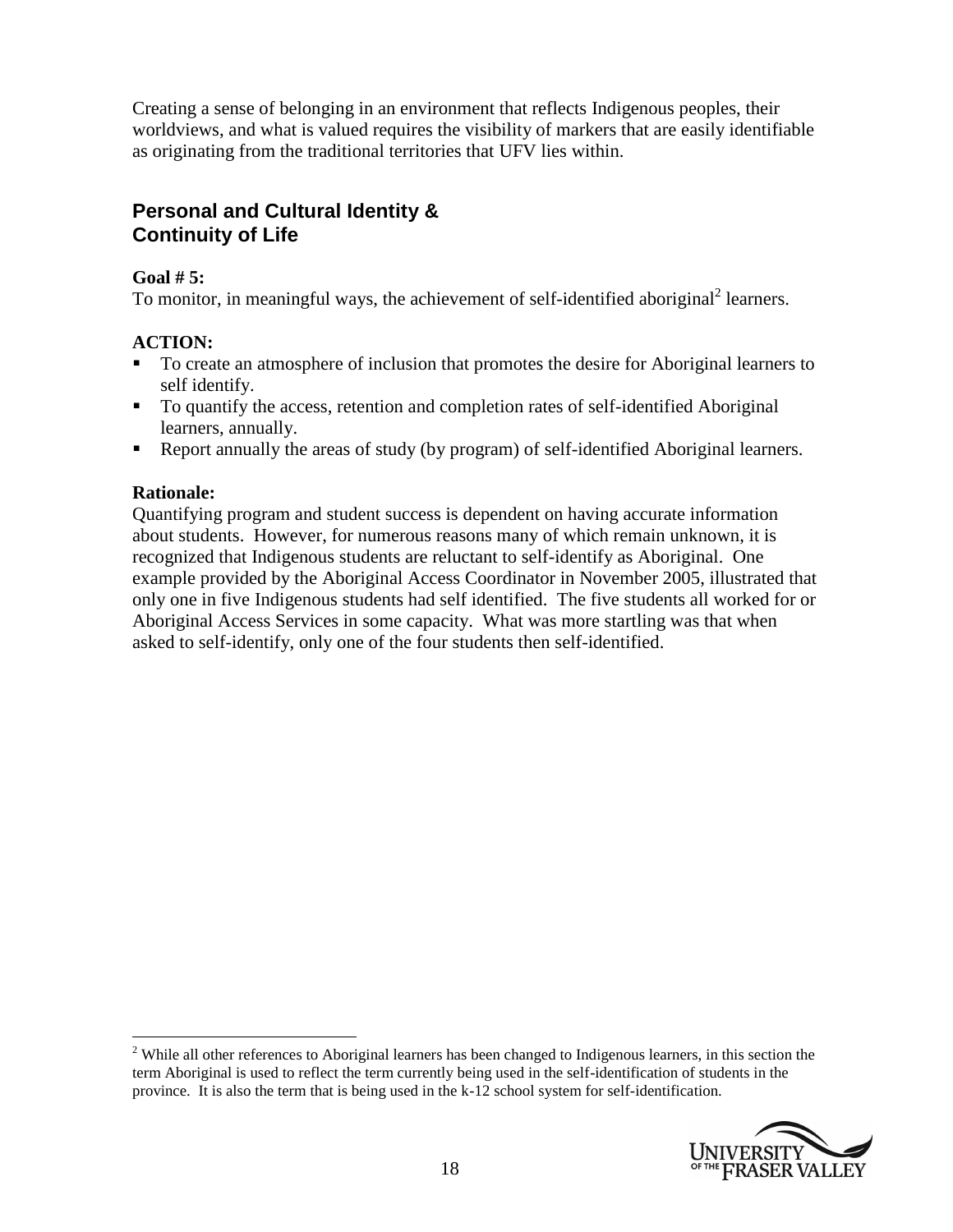Creating a sense of belonging in an environment that reflects Indigenous peoples, their worldviews, and what is valued requires the visibility of markers that are easily identifiable as originating from the traditional territories that UFV lies within.

## Personal and Cultural Identity & Continuity of Life

**Goal # 5:**
To monitor, in meaningful ways, the achievement of self-identified aboriginal[2] learners.

**ACTION:**

- To create an atmosphere of inclusion that promotes the desire for Aboriginal learners to self identify.
- To quantify the access, retention and completion rates of self-identified Aboriginal learners, annually.
- Report annually the areas of study (by program) of self-identified Aboriginal learners.

**Rationale:**
Quantifying program and student success is dependent on having accurate information about students. However, for numerous reasons many of which remain unknown, it is recognized that Indigenous students are reluctant to self-identify as Aboriginal. One example provided by the Aboriginal Access Coordinator in November 2005, illustrated that only one in five Indigenous students had self identified. The five students all worked for or Aboriginal Access Services in some capacity. What was more startling was that when asked to self-identify, only one of the four students then self-identified.

---

[2] While all other references to Aboriginal learners has been changed to Indigenous learners, in this section the term Aboriginal is used to reflect the term currently being used in the self-identification of students in the province. It is also the term that is being used in the k-12 school system for self-identification.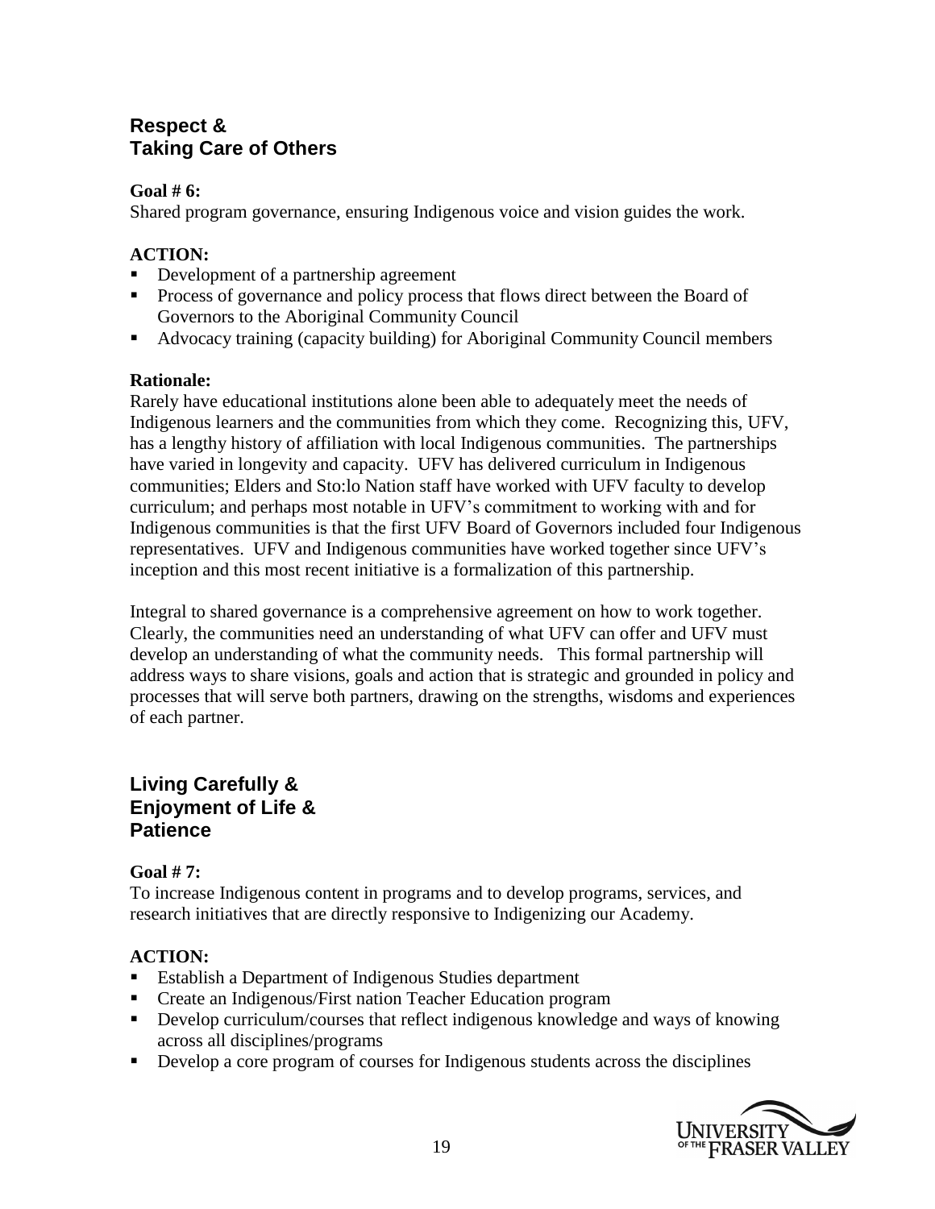## Respect &
## Taking Care of Others

**Goal # 6:**
Shared program governance, ensuring Indigenous voice and vision guides the work.

**ACTION:**

- Development of a partnership agreement
- Process of governance and policy process that flows direct between the Board of Governors to the Aboriginal Community Council
- Advocacy training (capacity building) for Aboriginal Community Council members

**Rationale:**
Rarely have educational institutions alone been able to adequately meet the needs of Indigenous learners and the communities from which they come. Recognizing this, UFV, has a lengthy history of affiliation with local Indigenous communities. The partnerships have varied in longevity and capacity. UFV has delivered curriculum in Indigenous communities; Elders and Sto:lo Nation staff have worked with UFV faculty to develop curriculum; and perhaps most notable in UFV's commitment to working with and for Indigenous communities is that the first UFV Board of Governors included four Indigenous representatives. UFV and Indigenous communities have worked together since UFV's inception and this most recent initiative is a formalization of this partnership.

Integral to shared governance is a comprehensive agreement on how to work together. Clearly, the communities need an understanding of what UFV can offer and UFV must develop an understanding of what the community needs. This formal partnership will address ways to share visions, goals and action that is strategic and grounded in policy and processes that will serve both partners, drawing on the strengths, wisdoms and experiences of each partner.

## Living Carefully &
## Enjoyment of Life &
## Patience

**Goal # 7:**
To increase Indigenous content in programs and to develop programs, services, and research initiatives that are directly responsive to Indigenizing our Academy.

**ACTION:**

- Establish a Department of Indigenous Studies department
- Create an Indigenous/First nation Teacher Education program
- Develop curriculum/courses that reflect indigenous knowledge and ways of knowing across all disciplines/programs
- Develop a core program of courses for Indigenous students across the disciplines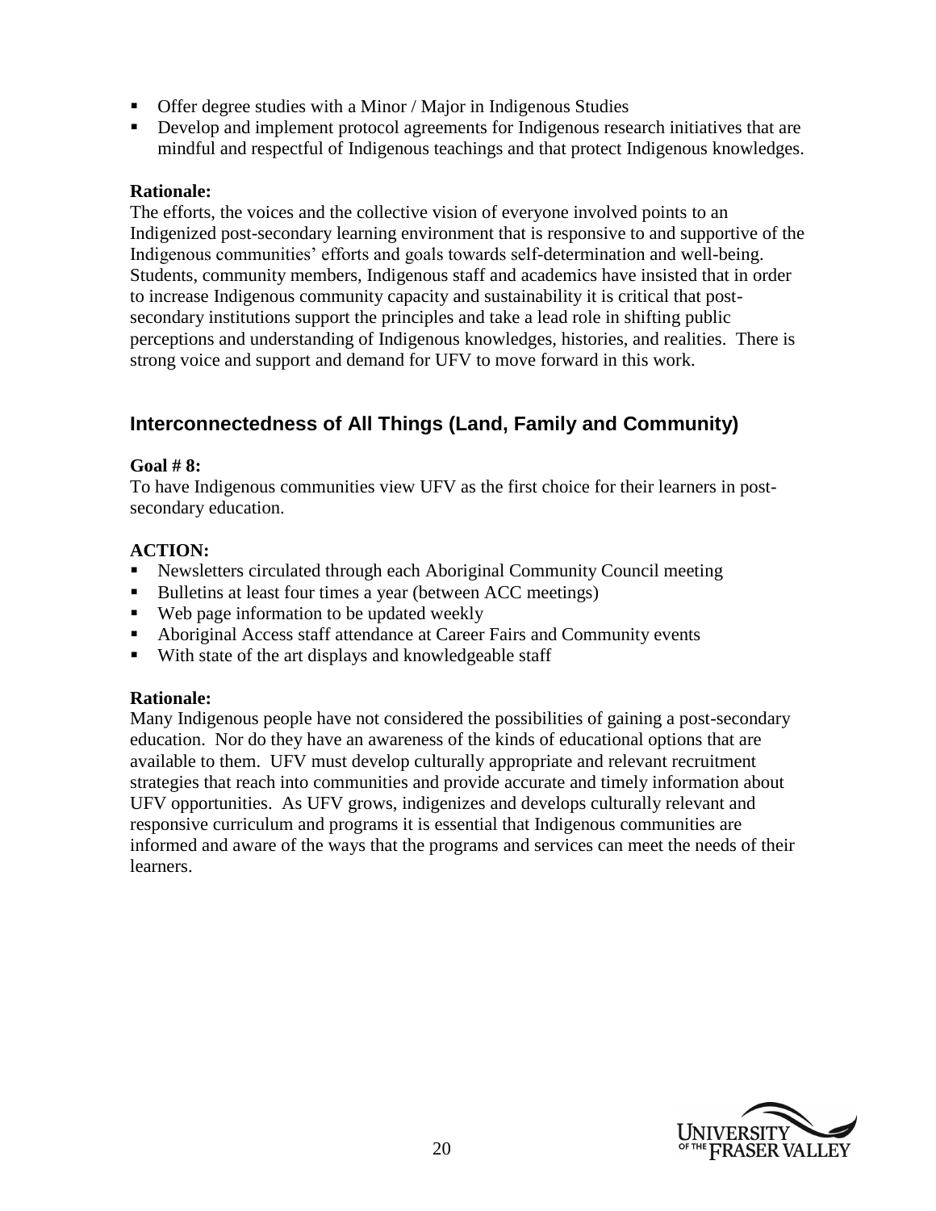- Offer degree studies with a Minor / Major in Indigenous Studies
- Develop and implement protocol agreements for Indigenous research initiatives that are mindful and respectful of Indigenous teachings and that protect Indigenous knowledges.

**Rationale:**
The efforts, the voices and the collective vision of everyone involved points to an Indigenized post-secondary learning environment that is responsive to and supportive of the Indigenous communities' efforts and goals towards self-determination and well-being. Students, community members, Indigenous staff and academics have insisted that in order to increase Indigenous community capacity and sustainability it is critical that post-secondary institutions support the principles and take a lead role in shifting public perceptions and understanding of Indigenous knowledges, histories, and realities. There is strong voice and support and demand for UFV to move forward in this work.

## Interconnectedness of All Things (Land, Family and Community)

**Goal # 8:**
To have Indigenous communities view UFV as the first choice for their learners in post-secondary education.

**ACTION:**
- Newsletters circulated through each Aboriginal Community Council meeting
- Bulletins at least four times a year (between ACC meetings)
- Web page information to be updated weekly
- Aboriginal Access staff attendance at Career Fairs and Community events
- With state of the art displays and knowledgeable staff

**Rationale:**
Many Indigenous people have not considered the possibilities of gaining a post-secondary education. Nor do they have an awareness of the kinds of educational options that are available to them. UFV must develop culturally appropriate and relevant recruitment strategies that reach into communities and provide accurate and timely information about UFV opportunities. As UFV grows, indigenizes and develops culturally relevant and responsive curriculum and programs it is essential that Indigenous communities are informed and aware of the ways that the programs and services can meet the needs of their learners.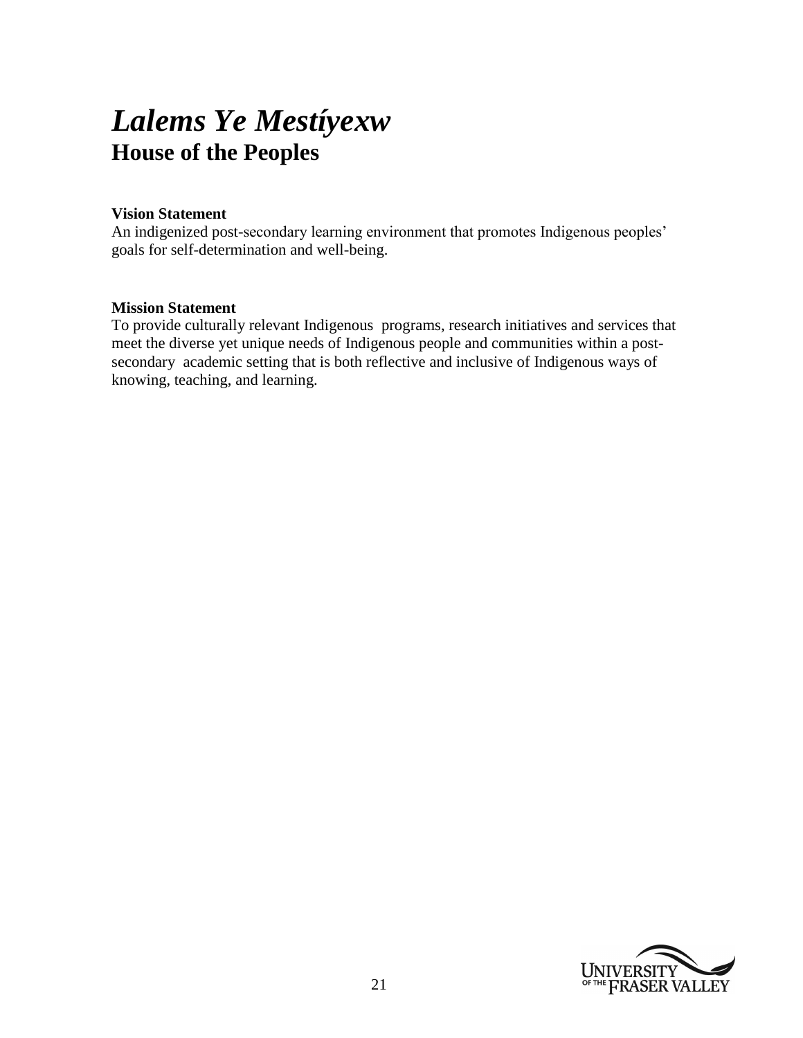# *Lalems Ye Mestíyexw*

## House of the Peoples

**Vision Statement**

An indigenized post-secondary learning environment that promotes Indigenous peoples' goals for self-determination and well-being.

**Mission Statement**

To provide culturally relevant Indigenous programs, research initiatives and services that meet the diverse yet unique needs of Indigenous people and communities within a post-secondary academic setting that is both reflective and inclusive of Indigenous ways of knowing, teaching, and learning.